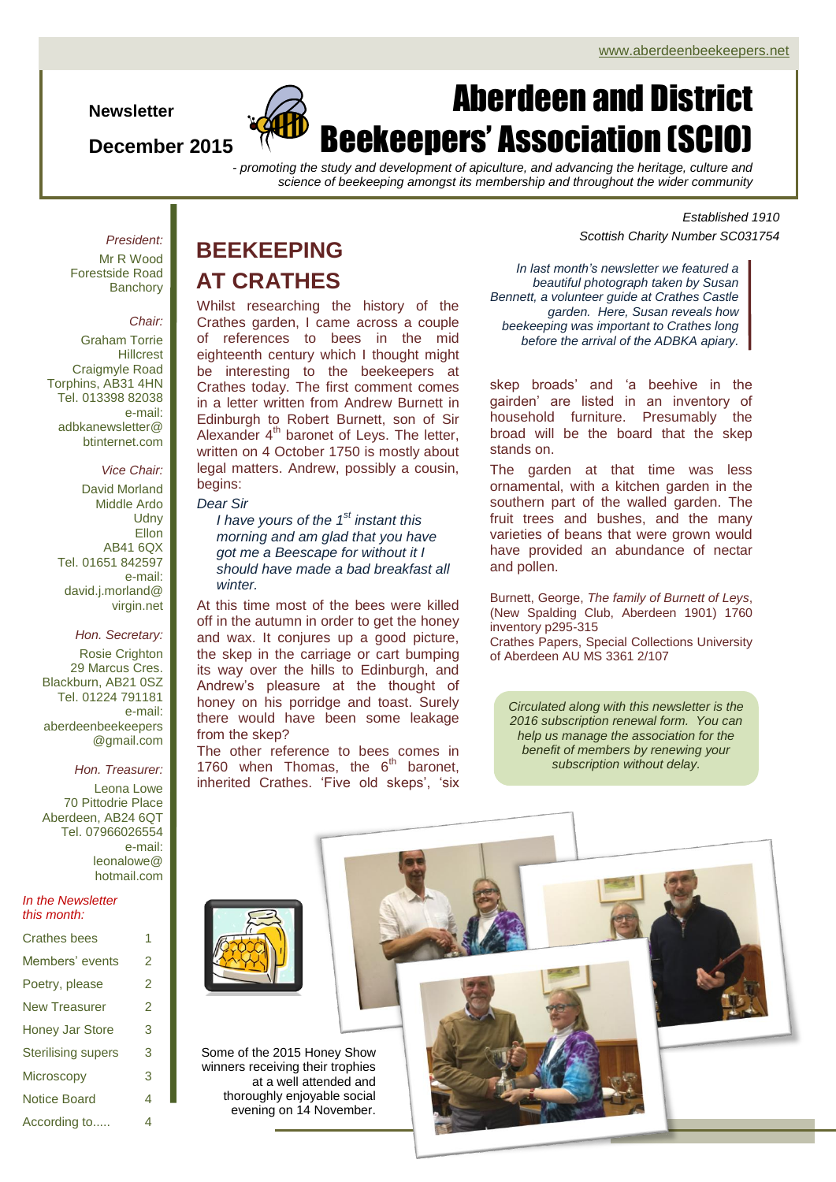www.aberdeenbeekeepers.net

**Newsletter**

**December 2015**

# Aberdeen and District Beekeepers' Association (SCIO)

*- promoting the study and development of apiculture, and advancing the heritage, culture and science of beekeeping amongst its membership and throughout the wider community*

*Established 1910*

*Scottish Charity Number SC031754*

*President:*
Mr R Wood
Forestside Road
Banchory

*Chair:*
Graham Torrie
Hillcrest
Craigmyle Road
Torphins, AB31 4HN
Tel. 013398 82038
e-mail:
adbkanewsletter@btinternet.com

*Vice Chair:*
David Morland
Middle Ardo
Udny
Ellon
AB41 6QX
Tel. 01651 842597
e-mail:
david.j.morland@virgin.net

*Hon. Secretary:*
Rosie Crighton
29 Marcus Cres.
Blackburn, AB21 0SZ
Tel. 01224 791181
e-mail:
aberdeenbeekeepers@gmail.com

*Hon. Treasurer:*
Leona Lowe
70 Pittodrie Place
Aberdeen, AB24 6QT
Tel. 07966026554
e-mail:
leonalowe@hotmail.com

*In the Newsletter this month:*

| | |
|---|---|
| Crathes bees | 1 |
| Members' events | 2 |
| Poetry, please | 2 |
| New Treasurer | 2 |
| Honey Jar Store | 3 |
| Sterilising supers | 3 |
| Microscopy | 3 |
| Notice Board | 4 |
| According to..... | 4 |

## BEEKEEPING AT CRATHES

*In last month's newsletter we featured a beautiful photograph taken by Susan Bennett, a volunteer guide at Crathes Castle garden. Here, Susan reveals how beekeeping was important to Crathes long before the arrival of the ADBKA apiary.*

Whilst researching the history of the Crathes garden, I came across a couple of references to bees in the mid eighteenth century which I thought might be interesting to the beekeepers at Crathes today. The first comment comes in a letter written from Andrew Burnett in Edinburgh to Robert Burnett, son of Sir Alexander 4th baronet of Leys. The letter, written on 4 October 1750 is mostly about legal matters. Andrew, possibly a cousin, begins:

*Dear Sir*

> *I have yours of the 1st instant this morning and am glad that you have got me a Beescape for without it I should have made a bad breakfast all winter.*

At this time most of the bees were killed off in the autumn in order to get the honey and wax. It conjures up a good picture, the skep in the carriage or cart bumping its way over the hills to Edinburgh, and Andrew's pleasure at the thought of honey on his porridge and toast. Surely there would have been some leakage from the skep?

The other reference to bees comes in 1760 when Thomas, the 6th baronet, inherited Crathes. 'Five old skeps', 'six skep broads' and 'a beehive in the gairden' are listed in an inventory of household furniture. Presumably the broad will be the board that the skep stands on.

The garden at that time was less ornamental, with a kitchen garden in the southern part of the walled garden. The fruit trees and bushes, and the many varieties of beans that were grown would have provided an abundance of nectar and pollen.

Burnett, George, *The family of Burnett of Leys*, (New Spalding Club, Aberdeen 1901) 1760 inventory p295-315

Crathes Papers, Special Collections University of Aberdeen AU MS 3361 2/107

*Circulated along with this newsletter is the 2016 subscription renewal form. You can help us manage the association for the benefit of members by renewing your subscription without delay.*

Some of the 2015 Honey Show winners receiving their trophies at a well attended and thoroughly enjoyable social evening on 14 November.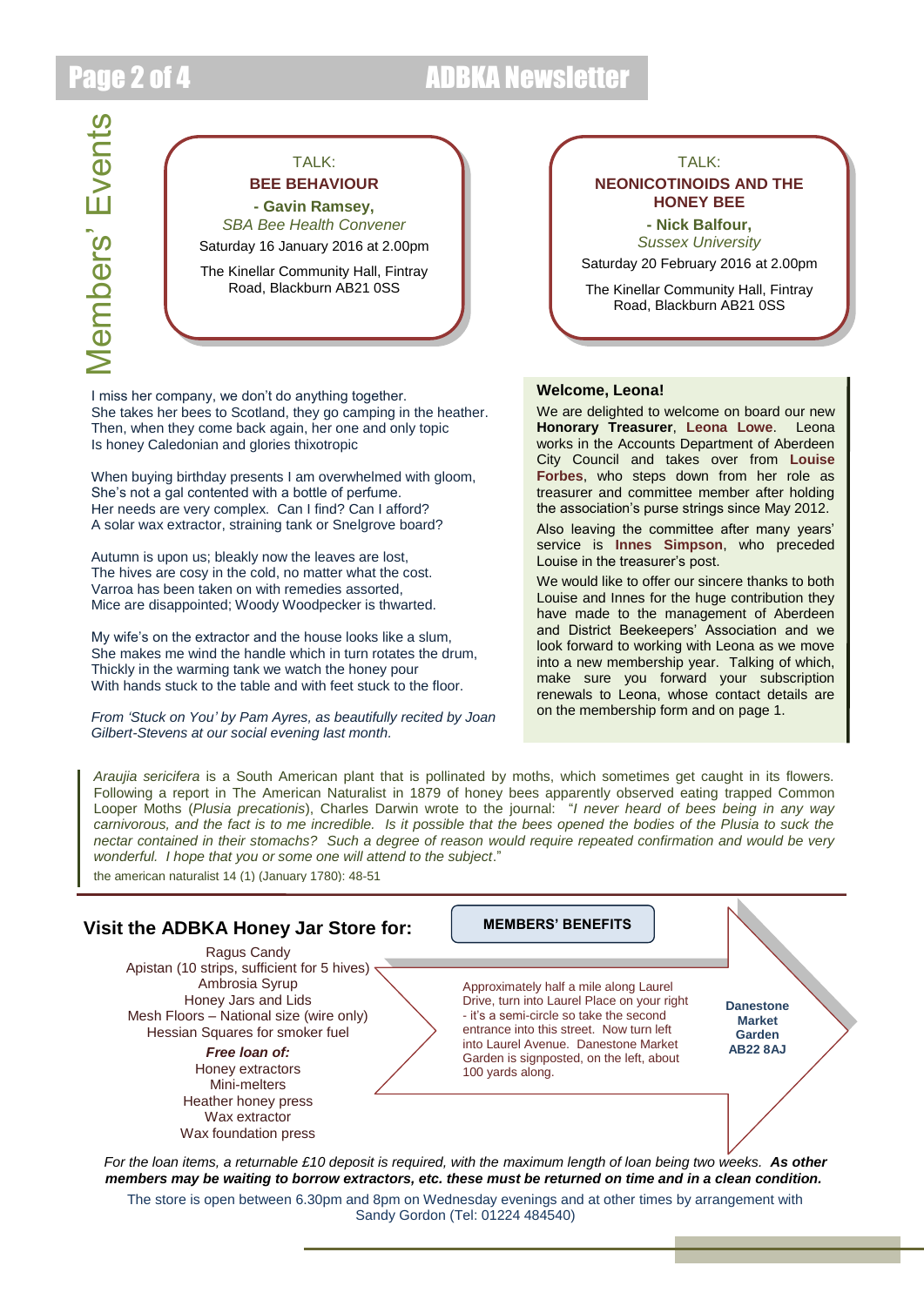## Members' Events

**TALK:**
**BEE BEHAVIOUR**
**- Gavin Ramsey,**
*SBA Bee Health Convener*
Saturday 16 January 2016 at 2.00pm
The Kinellar Community Hall, Fintray Road, Blackburn AB21 0SS

**TALK:**
**NEONICOTINOIDS AND THE HONEY BEE**
**- Nick Balfour,**
*Sussex University*
Saturday 20 February 2016 at 2.00pm
The Kinellar Community Hall, Fintray Road, Blackburn AB21 0SS

I miss her company, we don't do anything together.
She takes her bees to Scotland, they go camping in the heather.
Then, when they come back again, her one and only topic
Is honey Caledonian and glories thixotropic

When buying birthday presents I am overwhelmed with gloom,
She's not a gal contented with a bottle of perfume.
Her needs are very complex. Can I find? Can I afford?
A solar wax extractor, straining tank or Snelgrove board?

Autumn is upon us; bleakly now the leaves are lost,
The hives are cosy in the cold, no matter what the cost.
Varroa has been taken on with remedies assorted,
Mice are disappointed; Woody Woodpecker is thwarted.

My wife's on the extractor and the house looks like a slum,
She makes me wind the handle which in turn rotates the drum,
Thickly in the warming tank we watch the honey pour
With hands stuck to the table and with feet stuck to the floor.

*From 'Stuck on You' by Pam Ayres, as beautifully recited by Joan Gilbert-Stevens at our social evening last month.*

### Welcome, Leona!

We are delighted to welcome on board our new **Honorary Treasurer**, **Leona Lowe**. Leona works in the Accounts Department of Aberdeen City Council and takes over from **Louise Forbes**, who steps down from her role as treasurer and committee member after holding the association's purse strings since May 2012.

Also leaving the committee after many years' service is **Innes Simpson**, who preceded Louise in the treasurer's post.

We would like to offer our sincere thanks to both Louise and Innes for the huge contribution they have made to the management of Aberdeen and District Beekeepers' Association and we look forward to working with Leona as we move into a new membership year. Talking of which, make sure you forward your subscription renewals to Leona, whose contact details are on the membership form and on page 1.

*Araujia sericifera* is a South American plant that is pollinated by moths, which sometimes get caught in its flowers. Following a report in The American Naturalist in 1879 of honey bees apparently observed eating trapped Common Looper Moths (*Plusia precationis*), Charles Darwin wrote to the journal: "*I never heard of bees being in any way carnivorous, and the fact is to me incredible. Is it possible that the bees opened the bodies of the Plusia to suck the nectar contained in their stomachs? Such a degree of reason would require repeated confirmation and would be very wonderful. I hope that you or some one will attend to the subject*."

the american naturalist 14 (1) (January 1780): 48-51

### Visit the ADBKA Honey Jar Store for:

**MEMBERS' BENEFITS**

Ragus Candy
Apistan (10 strips, sufficient for 5 hives)
Ambrosia Syrup
Honey Jars and Lids
Mesh Floors – National size (wire only)
Hessian Squares for smoker fuel

***Free loan of:***
Honey extractors
Mini-melters
Heather honey press
Wax extractor
Wax foundation press

Approximately half a mile along Laurel Drive, turn into Laurel Place on your right - it's a semi-circle so take the second entrance into this street. Now turn left into Laurel Avenue. Danestone Market Garden is signposted, on the left, about 100 yards along.

**Danestone Market Garden AB22 8AJ**

*For the loan items, a returnable £10 deposit is required, with the maximum length of loan being two weeks.* ***As other members may be waiting to borrow extractors, etc. these must be returned on time and in a clean condition.***

The store is open between 6.30pm and 8pm on Wednesday evenings and at other times by arrangement with Sandy Gordon (Tel: 01224 484540)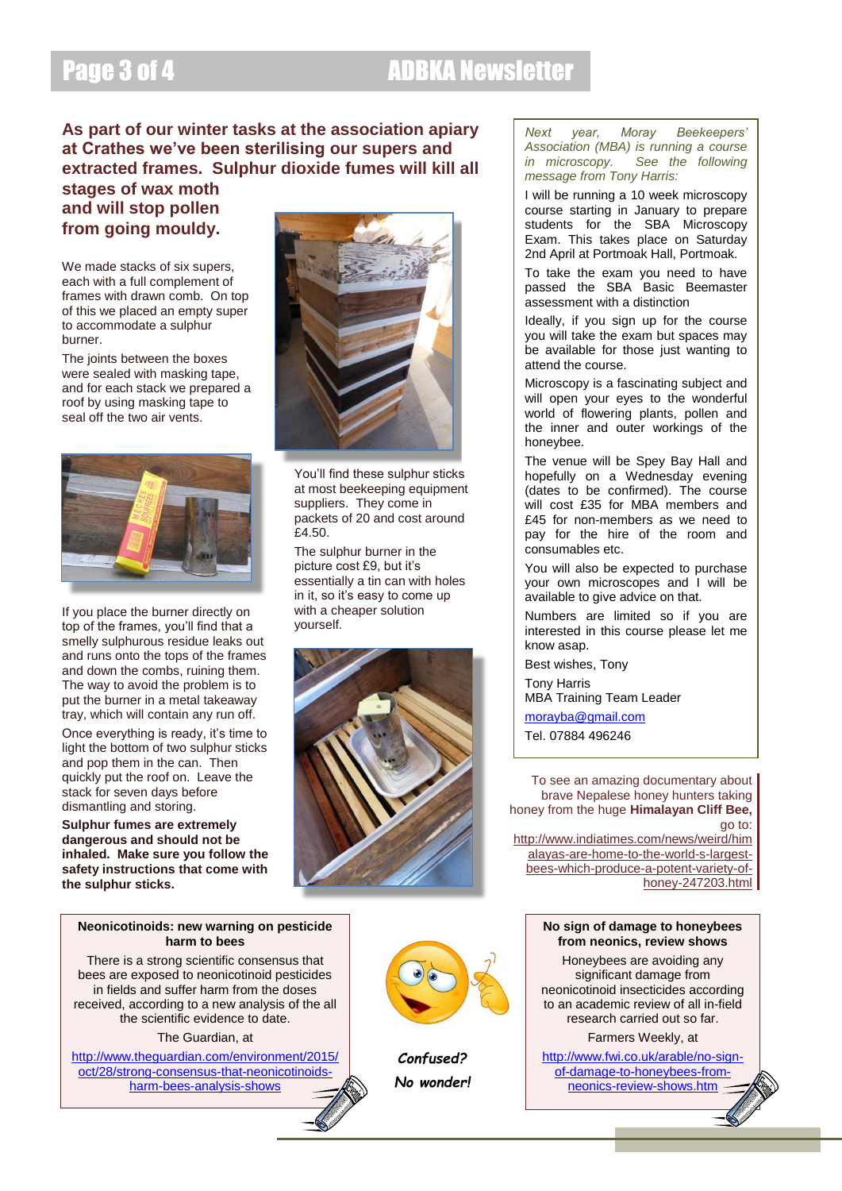## As part of our winter tasks at the association apiary at Crathes we've been sterilising our supers and extracted frames. Sulphur dioxide fumes will kill all stages of wax moth and will stop pollen from going mouldy.

We made stacks of six supers, each with a full complement of frames with drawn comb. On top of this we placed an empty super to accommodate a sulphur burner.

The joints between the boxes were sealed with masking tape, and for each stack we prepared a roof by using masking tape to seal off the two air vents.

You'll find these sulphur sticks at most beekeeping equipment suppliers. They come in packets of 20 and cost around £4.50.

The sulphur burner in the picture cost £9, but it's essentially a tin can with holes in it, so it's easy to come up with a cheaper solution yourself.

If you place the burner directly on top of the frames, you'll find that a smelly sulphurous residue leaks out and runs onto the tops of the frames and down the combs, ruining them. The way to avoid the problem is to put the burner in a metal takeaway tray, which will contain any run off.

Once everything is ready, it's time to light the bottom of two sulphur sticks and pop them in the can. Then quickly put the roof on. Leave the stack for seven days before dismantling and storing.

**Sulphur fumes are extremely dangerous and should not be inhaled. Make sure you follow the safety instructions that come with the sulphur sticks.**

*Next year, Moray Beekeepers' Association (MBA) is running a course in microscopy. See the following message from Tony Harris:*

I will be running a 10 week microscopy course starting in January to prepare students for the SBA Microscopy Exam. This takes place on Saturday 2nd April at Portmoak Hall, Portmoak.

To take the exam you need to have passed the SBA Basic Beemaster assessment with a distinction

Ideally, if you sign up for the course you will take the exam but spaces may be available for those just wanting to attend the course.

Microscopy is a fascinating subject and will open your eyes to the wonderful world of flowering plants, pollen and the inner and outer workings of the honeybee.

The venue will be Spey Bay Hall and hopefully on a Wednesday evening (dates to be confirmed). The course will cost £35 for MBA members and £45 for non-members as we need to pay for the hire of the room and consumables etc.

You will also be expected to purchase your own microscopes and I will be available to give advice on that.

Numbers are limited so if you are interested in this course please let me know asap.

Best wishes, Tony

Tony Harris
MBA Training Team Leader

morayba@gmail.com

Tel. 07884 496246

To see an amazing documentary about brave Nepalese honey hunters taking honey from the huge **Himalayan Cliff Bee,** go to: http://www.indiatimes.com/news/weird/himalayas-are-home-to-the-world-s-largest-bees-which-produce-a-potent-variety-of-honey-247203.html

**Neonicotinoids: new warning on pesticide harm to bees**

There is a strong scientific consensus that bees are exposed to neonicotinoid pesticides in fields and suffer harm from the doses received, according to a new analysis of the all the scientific evidence to date.

The Guardian, at

http://www.theguardian.com/environment/2015/oct/28/strong-consensus-that-neonicotinoids-harm-bees-analysis-shows

*Confused?*

*No wonder!*

**No sign of damage to honeybees from neonics, review shows**

Honeybees are avoiding any significant damage from neonicotinoid insecticides according to an academic review of all in-field research carried out so far.

Farmers Weekly, at

http://www.fwi.co.uk/arable/no-sign-of-damage-to-honeybees-from-neonics-review-shows.htm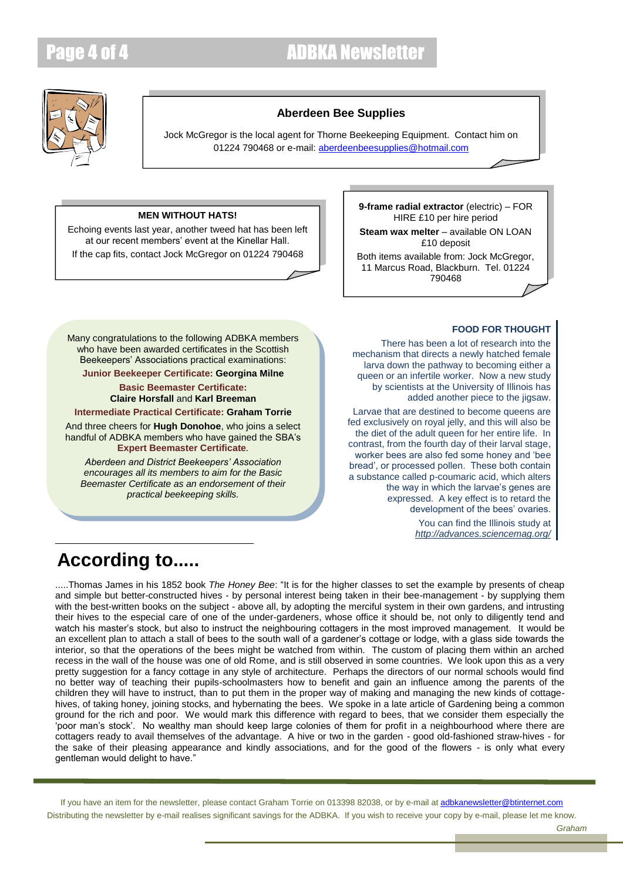### Aberdeen Bee Supplies

Jock McGregor is the local agent for Thorne Beekeeping Equipment. Contact him on 01224 790468 or e-mail: aberdeenbeesupplies@hotmail.com

**MEN WITHOUT HATS!**

Echoing events last year, another tweed hat has been left at our recent members' event at the Kinellar Hall.

If the cap fits, contact Jock McGregor on 01224 790468

**9-frame radial extractor** (electric) – FOR HIRE £10 per hire period

**Steam wax melter** – available ON LOAN £10 deposit

Both items available from: Jock McGregor, 11 Marcus Road, Blackburn. Tel. 01224 790468

Many congratulations to the following ADBKA members who have been awarded certificates in the Scottish Beekeepers' Associations practical examinations:

**Junior Beekeeper Certificate: Georgina Milne**

**Basic Beemaster Certificate:**
**Claire Horsfall** and **Karl Breeman**

**Intermediate Practical Certificate: Graham Torrie**

And three cheers for **Hugh Donohoe**, who joins a select handful of ADBKA members who have gained the SBA's **Expert Beemaster Certificate**.

*Aberdeen and District Beekeepers' Association encourages all its members to aim for the Basic Beemaster Certificate as an endorsement of their practical beekeeping skills.*

**FOOD FOR THOUGHT**

There has been a lot of research into the mechanism that directs a newly hatched female larva down the pathway to becoming either a queen or an infertile worker. Now a new study by scientists at the University of Illinois has added another piece to the jigsaw.

Larvae that are destined to become queens are fed exclusively on royal jelly, and this will also be the diet of the adult queen for her entire life. In contrast, from the fourth day of their larval stage, worker bees are also fed some honey and 'bee bread', or processed pollen. These both contain a substance called p-coumaric acid, which alters the way in which the larvae's genes are expressed. A key effect is to retard the development of the bees' ovaries.

You can find the Illinois study at http://advances.sciencemag.org/

# According to.....

.....Thomas James in his 1852 book *The Honey Bee*: "It is for the higher classes to set the example by presents of cheap and simple but better-constructed hives - by personal interest being taken in their bee-management - by supplying them with the best-written books on the subject - above all, by adopting the merciful system in their own gardens, and intrusting their hives to the especial care of one of the under-gardeners, whose office it should be, not only to diligently tend and watch his master's stock, but also to instruct the neighbouring cottagers in the most improved management. It would be an excellent plan to attach a stall of bees to the south wall of a gardener's cottage or lodge, with a glass side towards the interior, so that the operations of the bees might be watched from within. The custom of placing them within an arched recess in the wall of the house was one of old Rome, and is still observed in some countries. We look upon this as a very pretty suggestion for a fancy cottage in any style of architecture. Perhaps the directors of our normal schools would find no better way of teaching their pupils-schoolmasters how to benefit and gain an influence among the parents of the children they will have to instruct, than to put them in the proper way of making and managing the new kinds of cottage-hives, of taking honey, joining stocks, and hybernating the bees. We spoke in a late article of Gardening being a common ground for the rich and poor. We would mark this difference with regard to bees, that we consider them especially the 'poor man's stock'. No wealthy man should keep large colonies of them for profit in a neighbourhood where there are cottagers ready to avail themselves of the advantage. A hive or two in the garden - good old-fashioned straw-hives - for the sake of their pleasing appearance and kindly associations, and for the good of the flowers - is only what every gentleman would delight to have."

If you have an item for the newsletter, please contact Graham Torrie on 013398 82038, or by e-mail at adbkanewsletter@btinternet.com

Distributing the newsletter by e-mail realises significant savings for the ADBKA. If you wish to receive your copy by e-mail, please let me know.

*Graham*